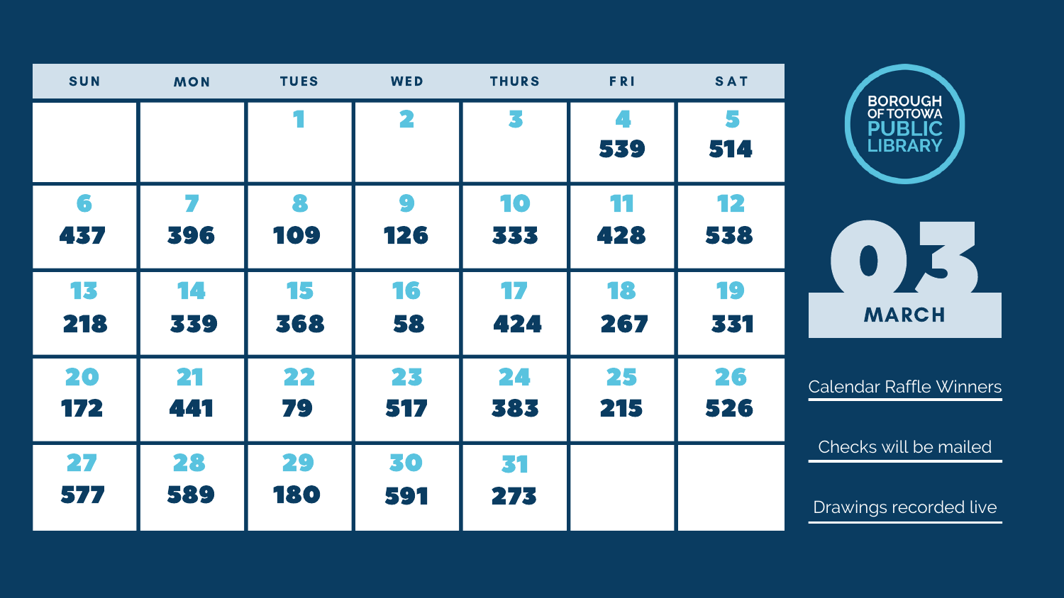# Borough of Totowa Public Library

## 03 MARCH

| SUN | MON | TUES | WED | THURS | FRI | SAT |
|---|---|---|---|---|---|---|
| | | 1 | 2 | 3 | 4<br>539 | 5<br>514 |
| 6<br>437 | 7<br>396 | 8<br>109 | 9<br>126 | 10<br>333 | 11<br>428 | 12<br>538 |
| 13<br>218 | 14<br>339 | 15<br>368 | 16<br>58 | 17<br>424 | 18<br>267 | 19<br>331 |
| 20<br>172 | 21<br>441 | 22<br>79 | 23<br>517 | 24<br>383 | 25<br>215 | 26<br>526 |
| 27<br>577 | 28<br>589 | 29<br>180 | 30<br>591 | 31<br>273 | | |

Calendar Raffle Winners

Checks will be mailed

Drawings recorded live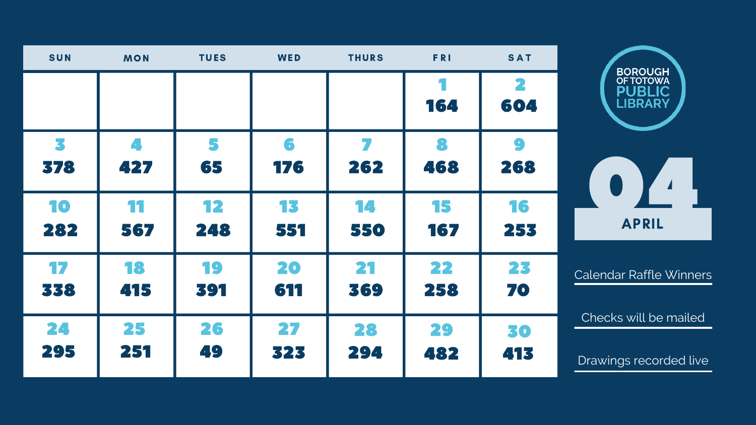# BOROUGH OF TOTOWA PUBLIC LIBRARY

## 04 APRIL

| SUN | MON | TUES | WED | THURS | FRI | SAT |
|---|---|---|---|---|---|---|
| | | | | | 1<br>164 | 2<br>604 |
| 3<br>378 | 4<br>427 | 5<br>65 | 6<br>176 | 7<br>262 | 8<br>468 | 9<br>268 |
| 10<br>282 | 11<br>567 | 12<br>248 | 13<br>551 | 14<br>550 | 15<br>167 | 16<br>253 |
| 17<br>338 | 18<br>415 | 19<br>391 | 20<br>611 | 21<br>369 | 22<br>258 | 23<br>70 |
| 24<br>295 | 25<br>251 | 26<br>49 | 27<br>323 | 28<br>294 | 29<br>482 | 30<br>413 |

Calendar Raffle Winners

Checks will be mailed

Drawings recorded live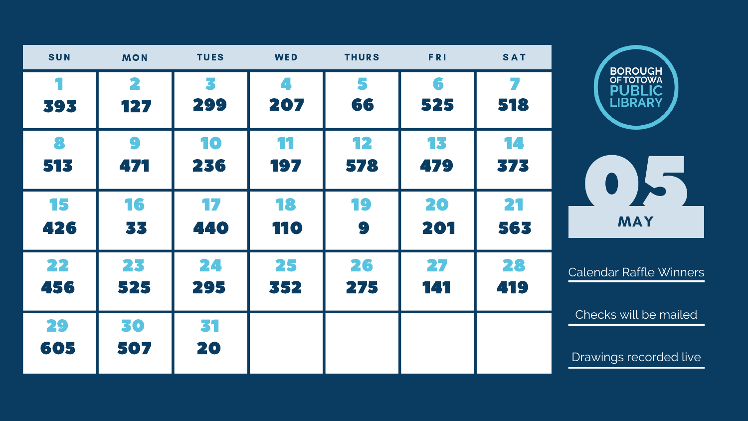# 05 MAY

**BOROUGH OF TOTOWA PUBLIC LIBRARY**

| SUN | MON | TUES | WED | THURS | FRI | SAT |
|---|---|---|---|---|---|---|
| **1**<br>393 | **2**<br>127 | **3**<br>299 | **4**<br>207 | **5**<br>66 | **6**<br>525 | **7**<br>518 |
| **8**<br>513 | **9**<br>471 | **10**<br>236 | **11**<br>197 | **12**<br>578 | **13**<br>479 | **14**<br>373 |
| **15**<br>426 | **16**<br>33 | **17**<br>440 | **18**<br>110 | **19**<br>9 | **20**<br>201 | **21**<br>563 |
| **22**<br>456 | **23**<br>525 | **24**<br>295 | **25**<br>352 | **26**<br>275 | **27**<br>141 | **28**<br>419 |
| **29**<br>605 | **30**<br>507 | **31**<br>20 | | | | |

Calendar Raffle Winners

Checks will be mailed

Drawings recorded live